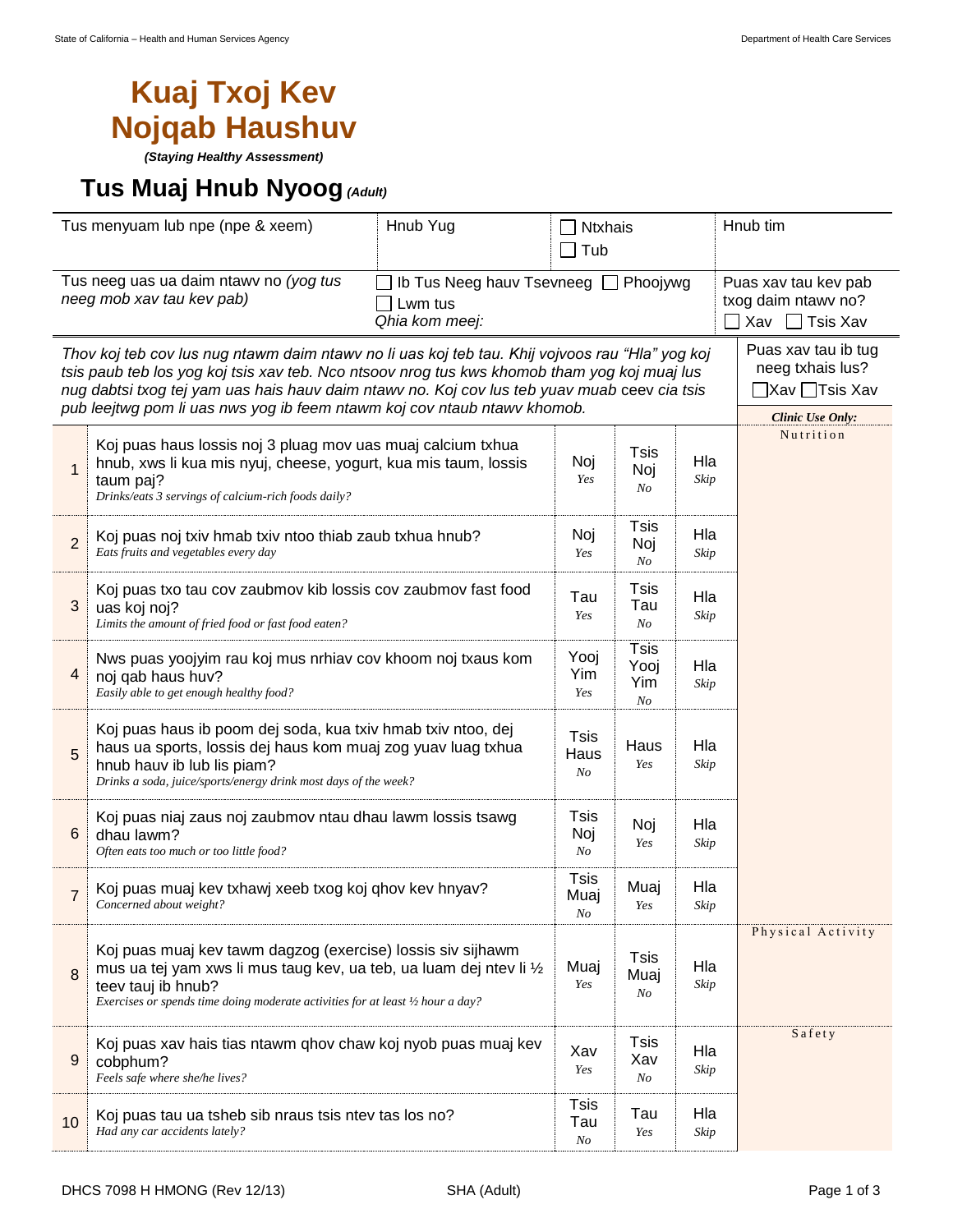# Kuaj Txoj Kev Nojqab Haushuv

*(Staying Healthy Assessment)*

## Tus Muaj Hnub Nyoog *(Adult)*

| Tus menyuam lub npe (npe & xeem) | Hnub Yug | ☐ Ntxhais ☐ Tub | Hnub tim |
|---|---|---|---|
| Tus neeg uas ua daim ntawv no *(yog tus neeg mob xav tau kev pab)* | ☐ Ib Tus Neeg hauv Tsevneeg ☐ Phoojywg ☐ Lwm tus *Qhia kom meej:* | | Puas xav tau kev pab txog daim ntawv no? ☐ Xav ☐ Tsis Xav |

*Thov koj teb cov lus nug ntawm daim ntawv no li uas koj teb tau. Khij vojvoos rau "Hla" yog koj tsis paub teb los yog koj tsis xav teb. Nco ntsoov nrog tus kws khomob tham yog koj muaj lus nug dabtsi txog tej yam uas hais hauv daim ntawv no. Koj cov lus teb yuav muab ceev cia tsis pub leejtwg pom li uas nws yog ib feem ntawm koj cov ntaub ntawv khomob.*

Puas xav tau ib tug neeg txhais lus? ☐Xav ☐Tsis Xav

| # | Question | | | | *Clinic Use Only:* |
|---|---|---|---|---|---|
| 1 | Koj puas haus lossis noj 3 pluag mov uas muaj calcium txhua hnub, xws li kua mis nyuj, cheese, yogurt, kua mis taum, lossis taum paj? *Drinks/eats 3 servings of calcium-rich foods daily?* | Noj *Yes* | Tsis Noj *No* | Hla *Skip* | Nutrition |
| 2 | Koj puas noj txiv hmab txiv ntoo thiab zaub txhua hnub? *Eats fruits and vegetables every day* | Noj *Yes* | Tsis Noj *No* | Hla *Skip* | |
| 3 | Koj puas txo tau cov zaubmov kib lossis cov zaubmov fast food uas koj noj? *Limits the amount of fried food or fast food eaten?* | Tau *Yes* | Tsis Tau *No* | Hla *Skip* | |
| 4 | Nws puas yoojyim rau koj mus nrhiav cov khoom noj txaus kom noj qab haus huv? *Easily able to get enough healthy food?* | Yooj Yim *Yes* | Tsis Yooj Yim *No* | Hla *Skip* | |
| 5 | Koj puas haus ib poom dej soda, kua txiv hmab txiv ntoo, dej haus ua sports, lossis dej haus kom muaj zog yuav luag txhua hnub hauv ib lub lis piam? *Drinks a soda, juice/sports/energy drink most days of the week?* | Tsis Haus *No* | Haus *Yes* | Hla *Skip* | |
| 6 | Koj puas niaj zaus noj zaubmov ntau dhau lawm lossis tsawg dhau lawm? *Often eats too much or too little food?* | Tsis Noj *No* | Noj *Yes* | Hla *Skip* | |
| 7 | Koj puas muaj kev txhawj xeeb txog koj qhov kev hnyav? *Concerned about weight?* | Tsis Muaj *No* | Muaj *Yes* | Hla *Skip* | |
| 8 | Koj puas muaj kev tawm dagzog (exercise) lossis siv sijhawm mus ua tej yam xws li mus taug kev, ua teb, ua luam dej ntev li ½ teev tauj ib hnub? *Exercises or spends time doing moderate activities for at least ½ hour a day?* | Muaj *Yes* | Tsis Muaj *No* | Hla *Skip* | Physical Activity |
| 9 | Koj puas xav hais tias ntawm qhov chaw koj nyob puas muaj kev cobphum? *Feels safe where she/he lives?* | Xav *Yes* | Tsis Xav *No* | Hla *Skip* | Safety |
| 10 | Koj puas tau ua tsheb sib nraus tsis ntev tas los no? *Had any car accidents lately?* | Tsis Tau *No* | Tau *Yes* | Hla *Skip* | |

DHCS 7098 H HMONG (Rev 12/13) SHA (Adult)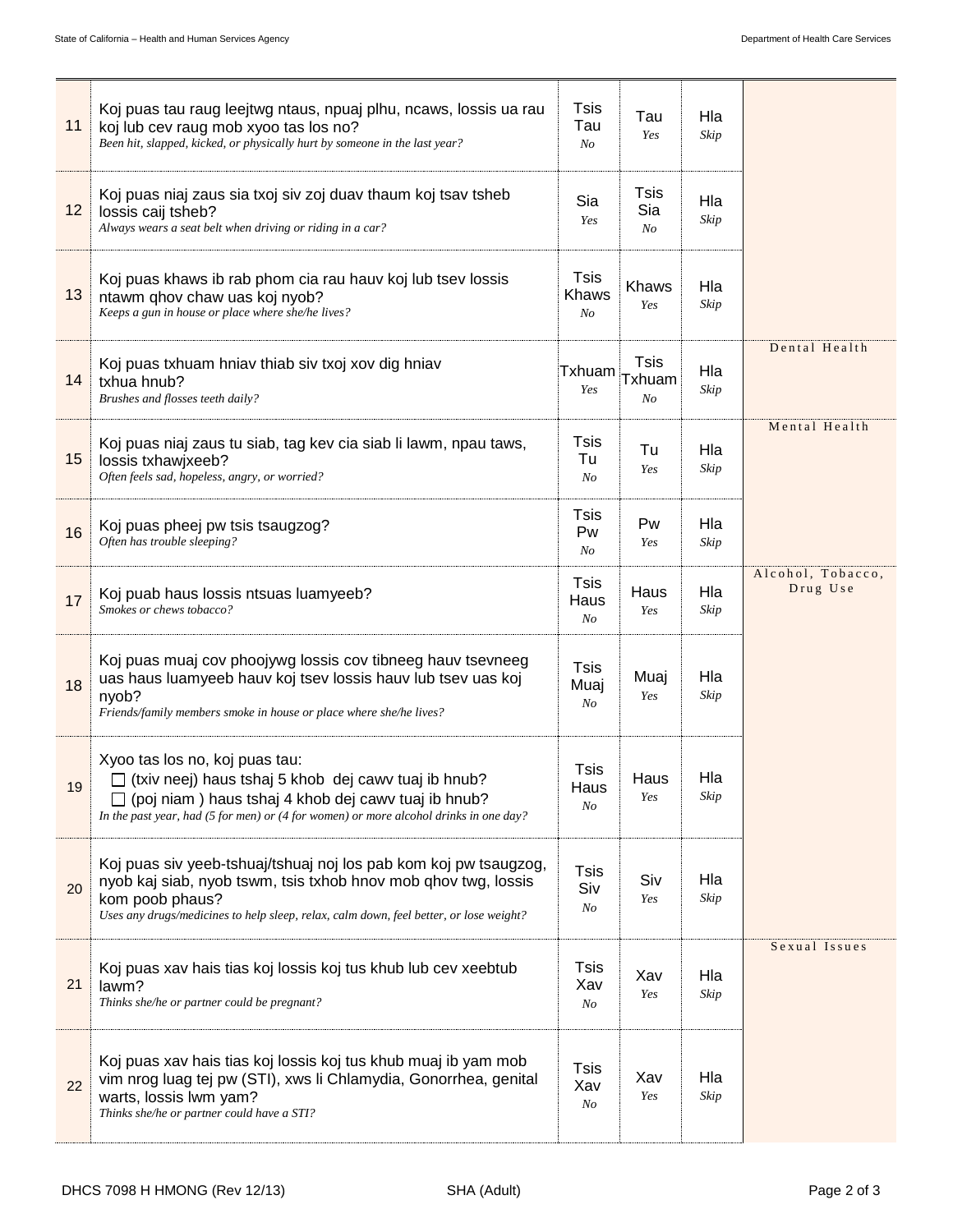| | | | | | |
|---|---|---|---|---|---|
| 11 | Koj puas tau raug leejtwg ntaus, npuaj plhu, ncaws, lossis ua rau koj lub cev raug mob xyoo tas los no?<br>*Been hit, slapped, kicked, or physically hurt by someone in the last year?* | Tsis Tau<br>*No* | Tau<br>*Yes* | Hla<br>*Skip* | |
| 12 | Koj puas niaj zaus sia txoj siv zoj duav thaum koj tsav tsheb lossis caij tsheb?<br>*Always wears a seat belt when driving or riding in a car?* | Sia<br>*Yes* | Tsis Sia<br>*No* | Hla<br>*Skip* | |
| 13 | Koj puas khaws ib rab phom cia rau hauv koj lub tsev lossis ntawm qhov chaw uas koj nyob?<br>*Keeps a gun in house or place where she/he lives?* | Tsis Khaws<br>*No* | Khaws<br>*Yes* | Hla<br>*Skip* | |
| 14 | Koj puas txhuam hniav thiab siv txoj xov dig hniav txhua hnub?<br>*Brushes and flosses teeth daily?* | Txhuam<br>*Yes* | Tsis Txhuam<br>*No* | Hla<br>*Skip* | Dental Health |
| 15 | Koj puas niaj zaus tu siab, tag kev cia siab li lawm, npau taws, lossis txhawjxeeb?<br>*Often feels sad, hopeless, angry, or worried?* | Tsis Tu<br>*No* | Tu<br>*Yes* | Hla<br>*Skip* | Mental Health |
| 16 | Koj puas pheej pw tsis tsaugzog?<br>*Often has trouble sleeping?* | Tsis Pw<br>*No* | Pw<br>*Yes* | Hla<br>*Skip* | |
| 17 | Koj puab haus lossis ntsuas luamyeeb?<br>*Smokes or chews tobacco?* | Tsis Haus<br>*No* | Haus<br>*Yes* | Hla<br>*Skip* | Alcohol, Tobacco, Drug Use |
| 18 | Koj puas muaj cov phoojywg lossis cov tibneeg hauv tsevneeg uas haus luamyeeb hauv koj tsev lossis hauv lub tsev uas koj nyob?<br>*Friends/family members smoke in house or place where she/he lives?* | Tsis Muaj<br>*No* | Muaj<br>*Yes* | Hla<br>*Skip* | |
| 19 | Xyoo tas los no, koj puas tau:<br>☐ (txiv neej) haus tshaj 5 khob dej cawv tuaj ib hnub?<br>☐ (poj niam ) haus tshaj 4 khob dej cawv tuaj ib hnub?<br>*In the past year, had (5 for men) or (4 for women) or more alcohol drinks in one day?* | Tsis Haus<br>*No* | Haus<br>*Yes* | Hla<br>*Skip* | |
| 20 | Koj puas siv yeeb-tshuaj/tshuaj noj los pab kom koj pw tsaugzog, nyob kaj siab, nyob tswm, tsis txhob hnov mob qhov twg, lossis kom poob phaus?<br>*Uses any drugs/medicines to help sleep, relax, calm down, feel better, or lose weight?* | Tsis Siv<br>*No* | Siv<br>*Yes* | Hla<br>*Skip* | |
| 21 | Koj puas xav hais tias koj lossis koj tus khub lub cev xeebtub lawm?<br>*Thinks she/he or partner could be pregnant?* | Tsis Xav<br>*No* | Xav<br>*Yes* | Hla<br>*Skip* | Sexual Issues |
| 22 | Koj puas xav hais tias koj lossis koj tus khub muaj ib yam mob vim nrog luag tej pw (STI), xws li Chlamydia, Gonorrhea, genital warts, lossis lwm yam?<br>*Thinks she/he or partner could have a STI?* | Tsis Xav<br>*No* | Xav<br>*Yes* | Hla<br>*Skip* | |

DHCS 7098 H HMONG (Rev 12/13) SHA (Adult)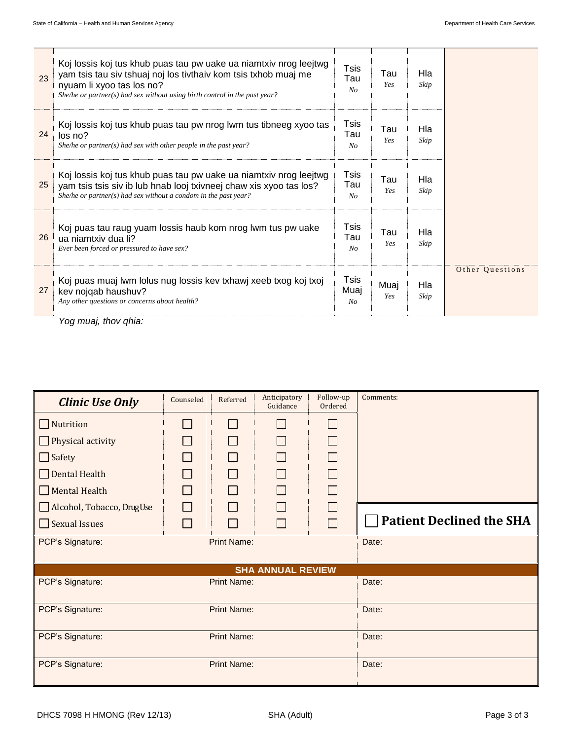| | | | | | |
|---|---|---|---|---|---|
| 23 | Koj lossis koj tus khub puas tau pw uake ua niamtxiv nrog leejtwg yam tsis tau siv tshuaj noj los tivthaiv kom tsis txhob muaj me nyuam li xyoo tas los no?<br>*She/he or partner(s) had sex without using birth control in the past year?* | Tsis Tau<br>*No* | Tau<br>*Yes* | Hla<br>*Skip* | |
| 24 | Koj lossis koj tus khub puas tau pw nrog lwm tus tibneeg xyoo tas los no?<br>*She/he or partner(s) had sex with other people in the past year?* | Tsis Tau<br>*No* | Tau<br>*Yes* | Hla<br>*Skip* | |
| 25 | Koj lossis koj tus khub puas tau pw uake ua niamtxiv nrog leejtwg yam tsis tsis siv ib lub hnab looj txivneej chaw xis xyoo tas los?<br>*She/he or partner(s) had sex without a condom in the past year?* | Tsis Tau<br>*No* | Tau<br>*Yes* | Hla<br>*Skip* | |
| 26 | Koj puas tau raug yuam lossis haub kom nrog lwm tus pw uake ua niamtxiv dua li?<br>*Ever been forced or pressured to have sex?* | Tsis Tau<br>*No* | Tau<br>*Yes* | Hla<br>*Skip* | |
| 27 | Koj puas muaj lwm lolus nug lossis kev txhawj xeeb txog koj txoj kev nojqab haushuv?<br>*Any other questions or concerns about health?* | Tsis Muaj<br>*No* | Muaj<br>*Yes* | Hla<br>*Skip* | Other Questions |

*Yog muaj, thov qhia:*

| ***Clinic Use Only*** | Counseled | Referred | Anticipatory Guidance | Follow-up Ordered | Comments: |
|---|---|---|---|---|---|
| ☐ Nutrition | ☐ | ☐ | ☐ | ☐ | |
| ☐ Physical activity | ☐ | ☐ | ☐ | ☐ | |
| ☐ Safety | ☐ | ☐ | ☐ | ☐ | |
| ☐ Dental Health | ☐ | ☐ | ☐ | ☐ | |
| ☐ Mental Health | ☐ | ☐ | ☐ | ☐ | |
| ☐ Alcohol, Tobacco, Drug Use | ☐ | ☐ | ☐ | ☐ | ☐ **Patient Declined the SHA** |
| ☐ Sexual Issues | ☐ | ☐ | ☐ | ☐ | |

| | | |
|---|---|---|
| PCP's Signature: | Print Name: | Date: |

**SHA ANNUAL REVIEW**

| | | |
|---|---|---|
| PCP's Signature: | Print Name: | Date: |
| PCP's Signature: | Print Name: | Date: |
| PCP's Signature: | Print Name: | Date: |
| PCP's Signature: | Print Name: | Date: |

DHCS 7098 H HMONG (Rev 12/13) SHA (Adult)